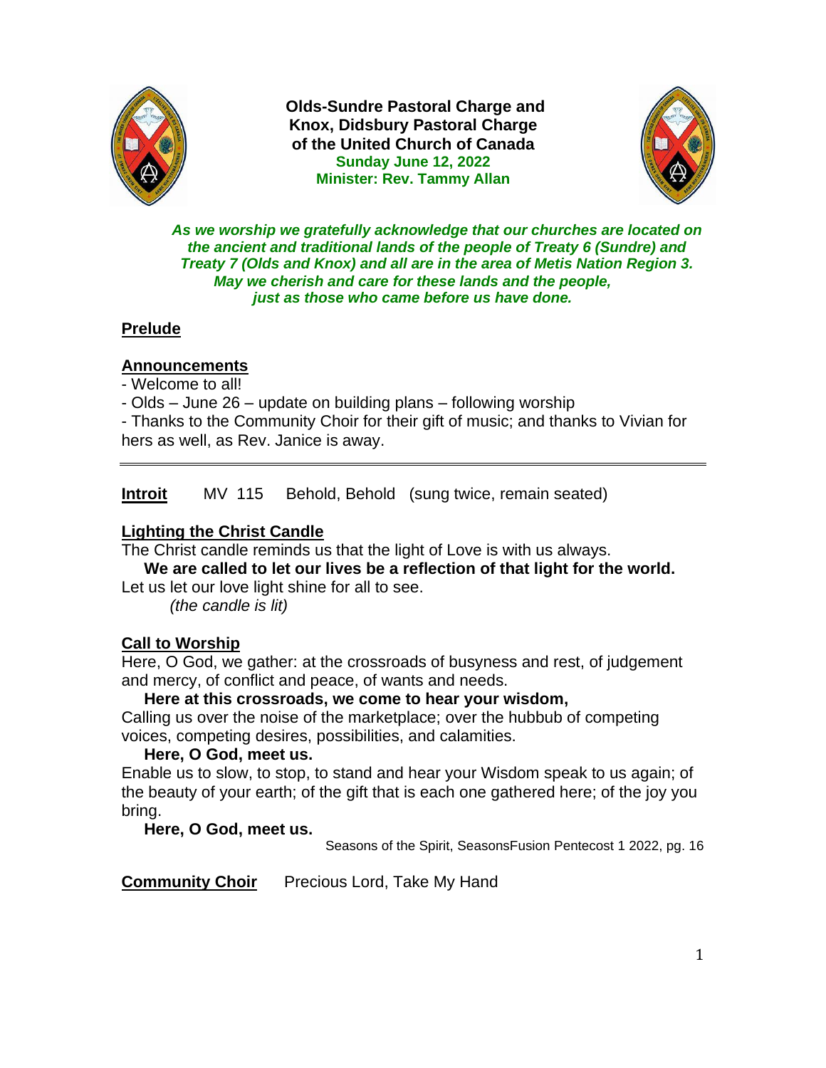**Olds-Sundre Pastoral Charge and**
**Knox, Didsbury Pastoral Charge**
**of the United Church of Canada**
**Sunday June 12, 2022**
**Minister: Rev. Tammy Allan**

***As we worship we gratefully acknowledge that our churches are located on the ancient and traditional lands of the people of Treaty 6 (Sundre) and Treaty 7 (Olds and Knox) and all are in the area of Metis Nation Region 3. May we cherish and care for these lands and the people, just as those who came before us have done.***

## Prelude

## Announcements

- Welcome to all!
- Olds – June 26 – update on building plans – following worship
- Thanks to the Community Choir for their gift of music; and thanks to Vivian for hers as well, as Rev. Janice is away.

---

**Introit** MV 115 Behold, Behold (sung twice, remain seated)

## Lighting the Christ Candle

The Christ candle reminds us that the light of Love is with us always.

**We are called to let our lives be a reflection of that light for the world.**

Let us let our love light shine for all to see.

*(the candle is lit)*

## Call to Worship

Here, O God, we gather: at the crossroads of busyness and rest, of judgement and mercy, of conflict and peace, of wants and needs.

**Here at this crossroads, we come to hear your wisdom,**

Calling us over the noise of the marketplace; over the hubbub of competing voices, competing desires, possibilities, and calamities.

**Here, O God, meet us.**

Enable us to slow, to stop, to stand and hear your Wisdom speak to us again; of the beauty of your earth; of the gift that is each one gathered here; of the joy you bring.

**Here, O God, meet us.**

Seasons of the Spirit, SeasonsFusion Pentecost 1 2022, pg. 16

**Community Choir** Precious Lord, Take My Hand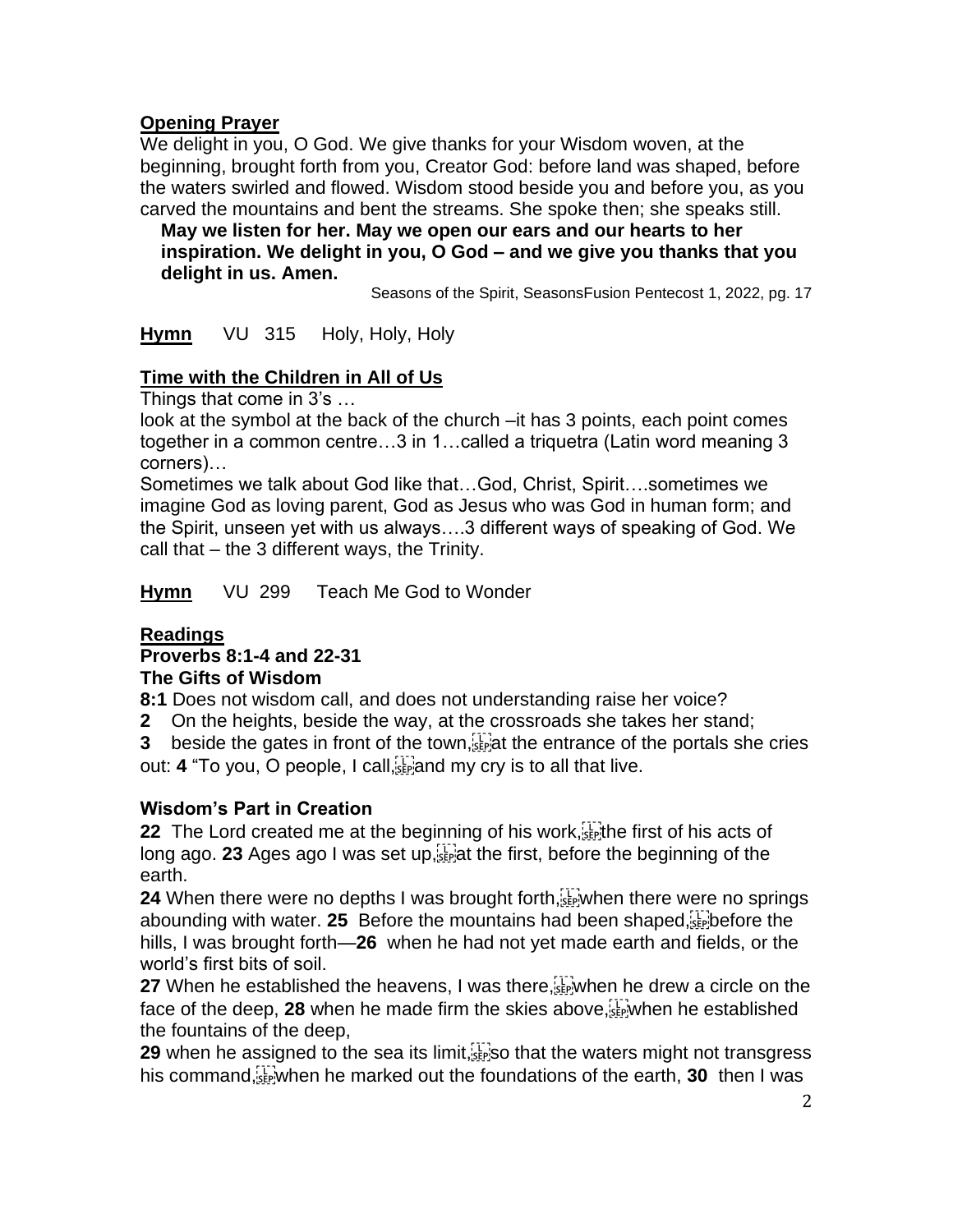**Opening Prayer**

We delight in you, O God. We give thanks for your Wisdom woven, at the beginning, brought forth from you, Creator God: before land was shaped, before the waters swirled and flowed. Wisdom stood beside you and before you, as you carved the mountains and bent the streams. She spoke then; she speaks still.

**May we listen for her. May we open our ears and our hearts to her inspiration. We delight in you, O God – and we give you thanks that you delight in us. Amen.**

Seasons of the Spirit, SeasonsFusion Pentecost 1, 2022, pg. 17

**Hymn** VU 315 Holy, Holy, Holy

**Time with the Children in All of Us**

Things that come in 3's …

look at the symbol at the back of the church –it has 3 points, each point comes together in a common centre…3 in 1…called a triquetra (Latin word meaning 3 corners)…

Sometimes we talk about God like that…God, Christ, Spirit….sometimes we imagine God as loving parent, God as Jesus who was God in human form; and the Spirit, unseen yet with us always….3 different ways of speaking of God. We call that – the 3 different ways, the Trinity.

**Hymn** VU 299 Teach Me God to Wonder

**Readings**

**Proverbs 8:1-4 and 22-31**

**The Gifts of Wisdom**

**8:1** Does not wisdom call, and does not understanding raise her voice?
**2** On the heights, beside the way, at the crossroads she takes her stand;
**3** beside the gates in front of the town, at the entrance of the portals she cries out: **4** "To you, O people, I call, and my cry is to all that live.

**Wisdom's Part in Creation**

**22** The Lord created me at the beginning of his work, the first of his acts of long ago. **23** Ages ago I was set up, at the first, before the beginning of the earth.

**24** When there were no depths I was brought forth, when there were no springs abounding with water. **25** Before the mountains had been shaped, before the hills, I was brought forth—**26** when he had not yet made earth and fields, or the world's first bits of soil.

**27** When he established the heavens, I was there, when he drew a circle on the face of the deep, **28** when he made firm the skies above, when he established the fountains of the deep,

**29** when he assigned to the sea its limit, so that the waters might not transgress his command, when he marked out the foundations of the earth, **30** then I was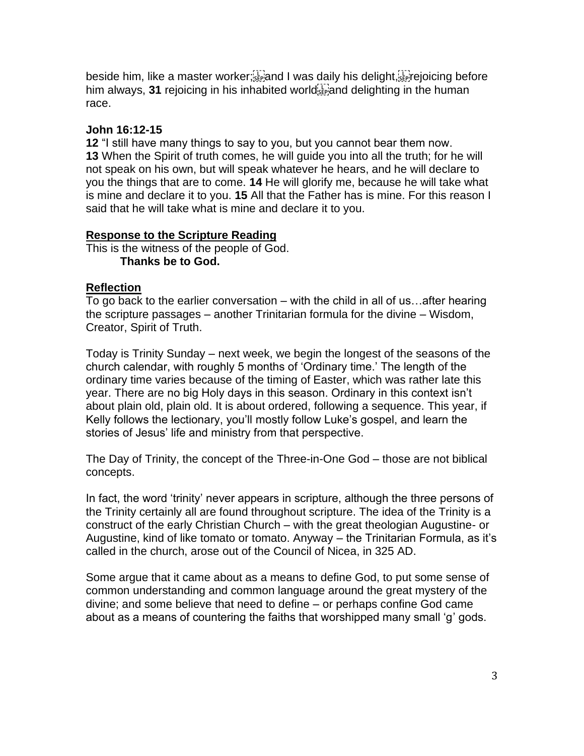beside him, like a master worker; and I was daily his delight, rejoicing before him always, **31** rejoicing in his inhabited world and delighting in the human race.

**John 16:12-15**

**12** "I still have many things to say to you, but you cannot bear them now. **13** When the Spirit of truth comes, he will guide you into all the truth; for he will not speak on his own, but will speak whatever he hears, and he will declare to you the things that are to come. **14** He will glorify me, because he will take what is mine and declare it to you. **15** All that the Father has is mine. For this reason I said that he will take what is mine and declare it to you.

**Response to the Scripture Reading**

This is the witness of the people of God.
**Thanks be to God.**

**Reflection**

To go back to the earlier conversation – with the child in all of us…after hearing the scripture passages – another Trinitarian formula for the divine – Wisdom, Creator, Spirit of Truth.

Today is Trinity Sunday – next week, we begin the longest of the seasons of the church calendar, with roughly 5 months of 'Ordinary time.' The length of the ordinary time varies because of the timing of Easter, which was rather late this year. There are no big Holy days in this season. Ordinary in this context isn't about plain old, plain old. It is about ordered, following a sequence. This year, if Kelly follows the lectionary, you'll mostly follow Luke's gospel, and learn the stories of Jesus' life and ministry from that perspective.

The Day of Trinity, the concept of the Three-in-One God – those are not biblical concepts.

In fact, the word 'trinity' never appears in scripture, although the three persons of the Trinity certainly all are found throughout scripture. The idea of the Trinity is a construct of the early Christian Church – with the great theologian Augustine- or Augustine, kind of like tomato or tomato. Anyway – the Trinitarian Formula, as it's called in the church, arose out of the Council of Nicea, in 325 AD.

Some argue that it came about as a means to define God, to put some sense of common understanding and common language around the great mystery of the divine; and some believe that need to define – or perhaps confine God came about as a means of countering the faiths that worshipped many small 'g' gods.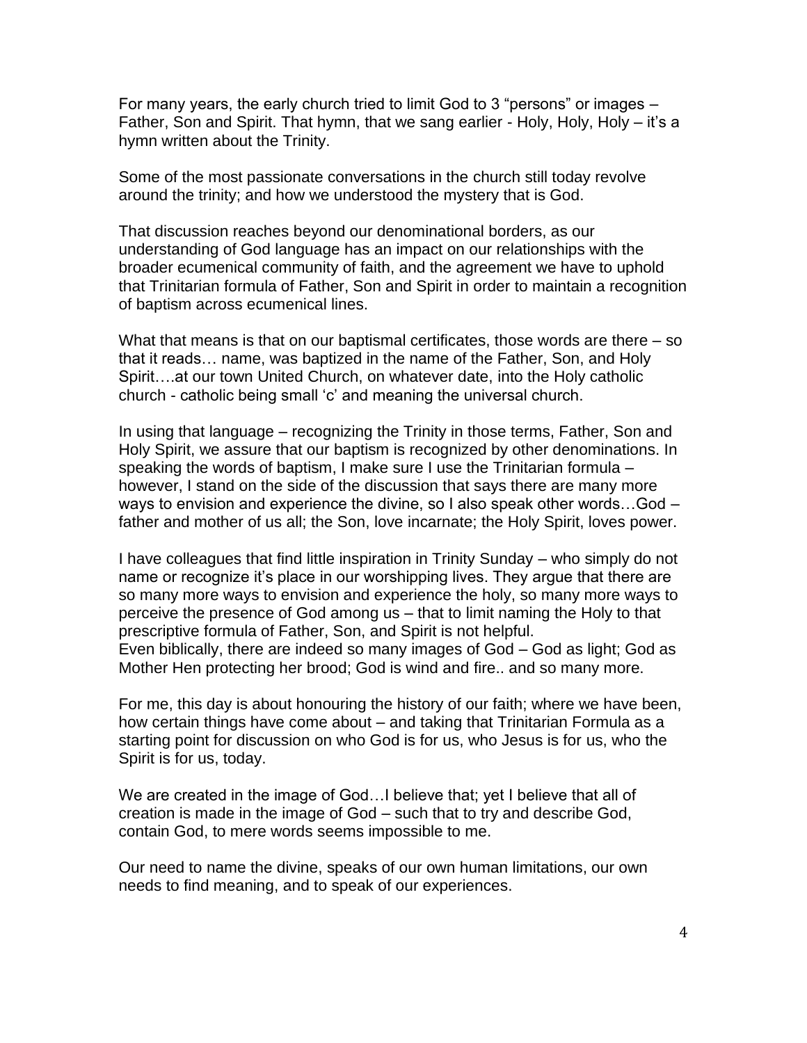For many years, the early church tried to limit God to 3 "persons" or images – Father, Son and Spirit. That hymn, that we sang earlier - Holy, Holy, Holy – it's a hymn written about the Trinity.

Some of the most passionate conversations in the church still today revolve around the trinity; and how we understood the mystery that is God.

That discussion reaches beyond our denominational borders, as our understanding of God language has an impact on our relationships with the broader ecumenical community of faith, and the agreement we have to uphold that Trinitarian formula of Father, Son and Spirit in order to maintain a recognition of baptism across ecumenical lines.

What that means is that on our baptismal certificates, those words are there – so that it reads… name, was baptized in the name of the Father, Son, and Holy Spirit….at our town United Church, on whatever date, into the Holy catholic church - catholic being small 'c' and meaning the universal church.

In using that language – recognizing the Trinity in those terms, Father, Son and Holy Spirit, we assure that our baptism is recognized by other denominations. In speaking the words of baptism, I make sure I use the Trinitarian formula – however, I stand on the side of the discussion that says there are many more ways to envision and experience the divine, so I also speak other words…God – father and mother of us all; the Son, love incarnate; the Holy Spirit, loves power.

I have colleagues that find little inspiration in Trinity Sunday – who simply do not name or recognize it's place in our worshipping lives. They argue that there are so many more ways to envision and experience the holy, so many more ways to perceive the presence of God among us – that to limit naming the Holy to that prescriptive formula of Father, Son, and Spirit is not helpful.
Even biblically, there are indeed so many images of God – God as light; God as Mother Hen protecting her brood; God is wind and fire.. and so many more.

For me, this day is about honouring the history of our faith; where we have been, how certain things have come about – and taking that Trinitarian Formula as a starting point for discussion on who God is for us, who Jesus is for us, who the Spirit is for us, today.

We are created in the image of God…I believe that; yet I believe that all of creation is made in the image of God – such that to try and describe God, contain God, to mere words seems impossible to me.

Our need to name the divine, speaks of our own human limitations, our own needs to find meaning, and to speak of our experiences.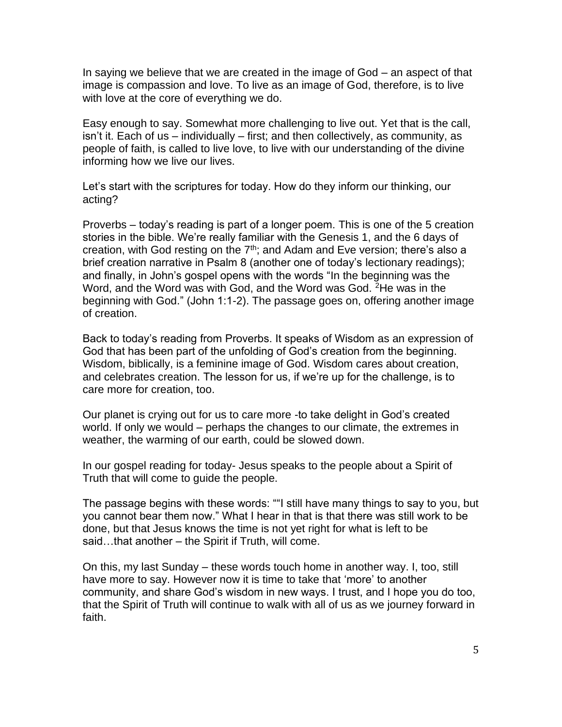In saying we believe that we are created in the image of God – an aspect of that image is compassion and love. To live as an image of God, therefore, is to live with love at the core of everything we do.

Easy enough to say. Somewhat more challenging to live out. Yet that is the call, isn't it. Each of us – individually – first; and then collectively, as community, as people of faith, is called to live love, to live with our understanding of the divine informing how we live our lives.

Let's start with the scriptures for today. How do they inform our thinking, our acting?

Proverbs – today's reading is part of a longer poem. This is one of the 5 creation stories in the bible. We're really familiar with the Genesis 1, and the 6 days of creation, with God resting on the 7th; and Adam and Eve version; there's also a brief creation narrative in Psalm 8 (another one of today's lectionary readings); and finally, in John's gospel opens with the words "In the beginning was the Word, and the Word was with God, and the Word was God. [2]He was in the beginning with God." (John 1:1-2). The passage goes on, offering another image of creation.

Back to today's reading from Proverbs. It speaks of Wisdom as an expression of God that has been part of the unfolding of God's creation from the beginning. Wisdom, biblically, is a feminine image of God. Wisdom cares about creation, and celebrates creation. The lesson for us, if we're up for the challenge, is to care more for creation, too.

Our planet is crying out for us to care more -to take delight in God's created world. If only we would – perhaps the changes to our climate, the extremes in weather, the warming of our earth, could be slowed down.

In our gospel reading for today- Jesus speaks to the people about a Spirit of Truth that will come to guide the people.

The passage begins with these words: ""I still have many things to say to you, but you cannot bear them now." What I hear in that is that there was still work to be done, but that Jesus knows the time is not yet right for what is left to be said…that another – the Spirit if Truth, will come.

On this, my last Sunday – these words touch home in another way. I, too, still have more to say. However now it is time to take that 'more' to another community, and share God's wisdom in new ways. I trust, and I hope you do too, that the Spirit of Truth will continue to walk with all of us as we journey forward in faith.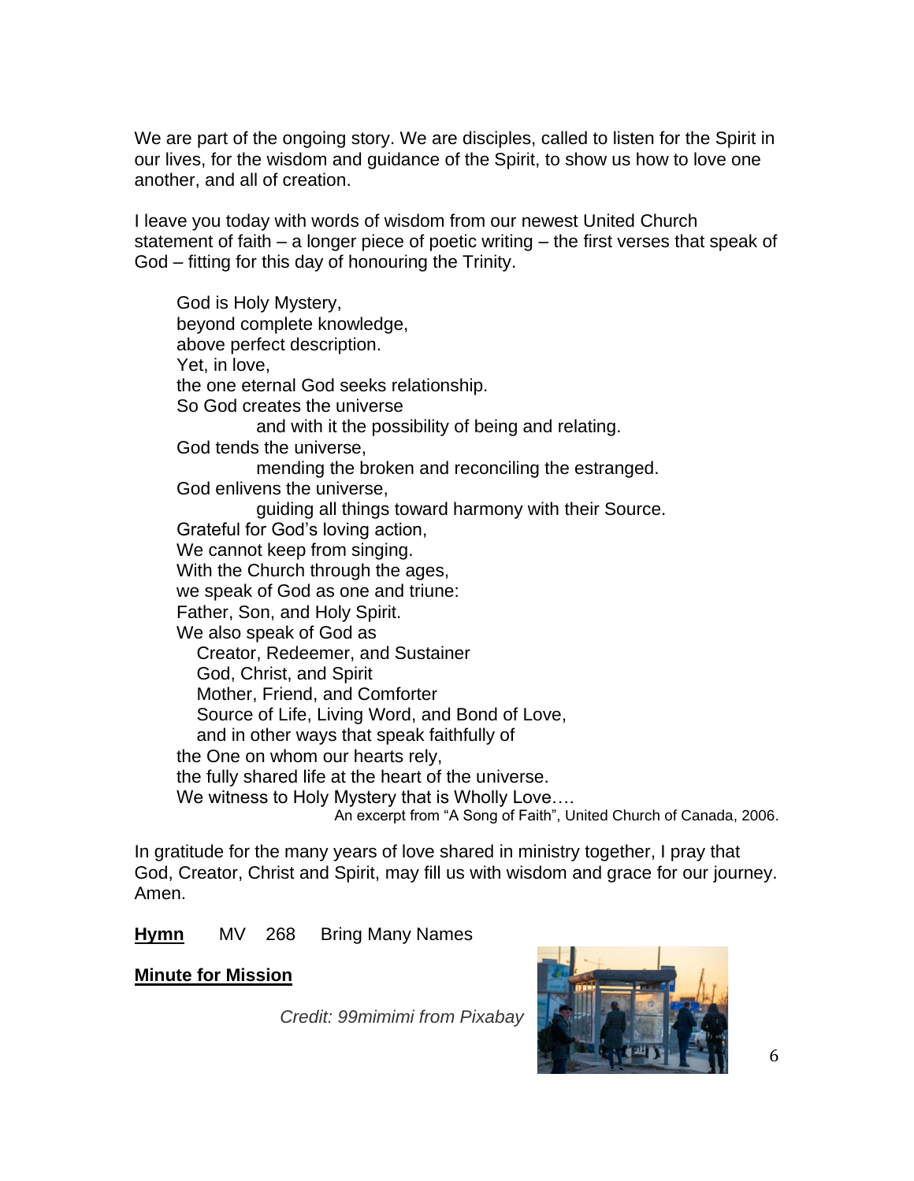We are part of the ongoing story. We are disciples, called to listen for the Spirit in our lives, for the wisdom and guidance of the Spirit, to show us how to love one another, and all of creation.

I leave you today with words of wisdom from our newest United Church statement of faith – a longer piece of poetic writing – the first verses that speak of God – fitting for this day of honouring the Trinity.

> God is Holy Mystery,
> beyond complete knowledge,
> above perfect description.
> Yet, in love,
> the one eternal God seeks relationship.
> So God creates the universe
> and with it the possibility of being and relating.
> God tends the universe,
> mending the broken and reconciling the estranged.
> God enlivens the universe,
> guiding all things toward harmony with their Source.
> Grateful for God's loving action,
> We cannot keep from singing.
> With the Church through the ages,
> we speak of God as one and triune:
> Father, Son, and Holy Spirit.
> We also speak of God as
> Creator, Redeemer, and Sustainer
> God, Christ, and Spirit
> Mother, Friend, and Comforter
> Source of Life, Living Word, and Bond of Love,
> and in other ways that speak faithfully of
> the One on whom our hearts rely,
> the fully shared life at the heart of the universe.
> We witness to Holy Mystery that is Wholly Love….
>
> An excerpt from "A Song of Faith", United Church of Canada, 2006.

In gratitude for the many years of love shared in ministry together, I pray that God, Creator, Christ and Spirit, may fill us with wisdom and grace for our journey. Amen.

**Hymn** MV 268 Bring Many Names

**Minute for Mission**

*Credit: 99mimimi from Pixabay*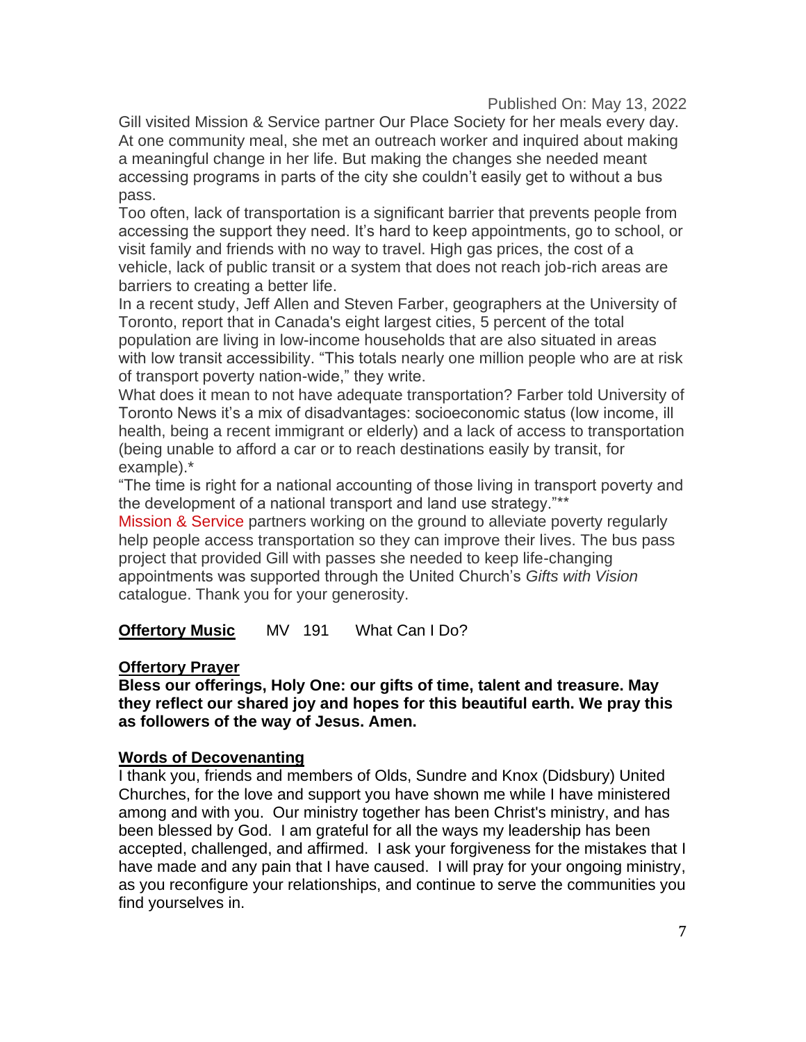Published On: May 13, 2022

Gill visited Mission & Service partner Our Place Society for her meals every day. At one community meal, she met an outreach worker and inquired about making a meaningful change in her life. But making the changes she needed meant accessing programs in parts of the city she couldn't easily get to without a bus pass.

Too often, lack of transportation is a significant barrier that prevents people from accessing the support they need. It's hard to keep appointments, go to school, or visit family and friends with no way to travel. High gas prices, the cost of a vehicle, lack of public transit or a system that does not reach job-rich areas are barriers to creating a better life.

In a recent study, Jeff Allen and Steven Farber, geographers at the University of Toronto, report that in Canada's eight largest cities, 5 percent of the total population are living in low-income households that are also situated in areas with low transit accessibility. "This totals nearly one million people who are at risk of transport poverty nation-wide," they write.

What does it mean to not have adequate transportation? Farber told University of Toronto News it's a mix of disadvantages: socioeconomic status (low income, ill health, being a recent immigrant or elderly) and a lack of access to transportation (being unable to afford a car or to reach destinations easily by transit, for example).*

"The time is right for a national accounting of those living in transport poverty and the development of a national transport and land use strategy."**

Mission & Service partners working on the ground to alleviate poverty regularly help people access transportation so they can improve their lives. The bus pass project that provided Gill with passes she needed to keep life-changing appointments was supported through the United Church's *Gifts with Vision* catalogue. Thank you for your generosity.

**Offertory Music** MV 191 What Can I Do?

**Offertory Prayer**

**Bless our offerings, Holy One: our gifts of time, talent and treasure. May they reflect our shared joy and hopes for this beautiful earth. We pray this as followers of the way of Jesus. Amen.**

**Words of Decovenanting**

I thank you, friends and members of Olds, Sundre and Knox (Didsbury) United Churches, for the love and support you have shown me while I have ministered among and with you. Our ministry together has been Christ's ministry, and has been blessed by God. I am grateful for all the ways my leadership has been accepted, challenged, and affirmed. I ask your forgiveness for the mistakes that I have made and any pain that I have caused. I will pray for your ongoing ministry, as you reconfigure your relationships, and continue to serve the communities you find yourselves in.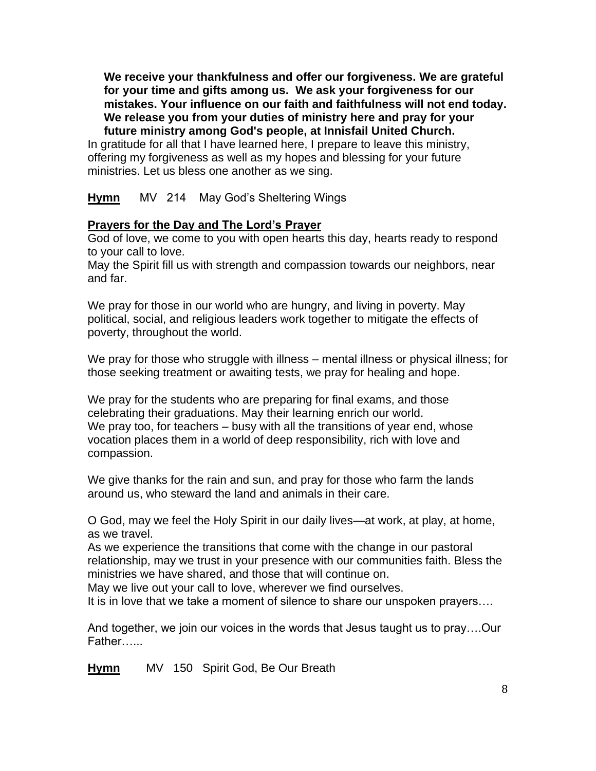**We receive your thankfulness and offer our forgiveness. We are grateful for your time and gifts among us. We ask your forgiveness for our mistakes. Your influence on our faith and faithfulness will not end today. We release you from your duties of ministry here and pray for your future ministry among God's people, at Innisfail United Church.**

In gratitude for all that I have learned here, I prepare to leave this ministry, offering my forgiveness as well as my hopes and blessing for your future ministries. Let us bless one another as we sing.

**Hymn** MV 214 May God's Sheltering Wings

**Prayers for the Day and The Lord's Prayer**

God of love, we come to you with open hearts this day, hearts ready to respond to your call to love.
May the Spirit fill us with strength and compassion towards our neighbors, near and far.

We pray for those in our world who are hungry, and living in poverty. May political, social, and religious leaders work together to mitigate the effects of poverty, throughout the world.

We pray for those who struggle with illness – mental illness or physical illness; for those seeking treatment or awaiting tests, we pray for healing and hope.

We pray for the students who are preparing for final exams, and those celebrating their graduations. May their learning enrich our world.
We pray too, for teachers – busy with all the transitions of year end, whose vocation places them in a world of deep responsibility, rich with love and compassion.

We give thanks for the rain and sun, and pray for those who farm the lands around us, who steward the land and animals in their care.

O God, may we feel the Holy Spirit in our daily lives—at work, at play, at home, as we travel.
As we experience the transitions that come with the change in our pastoral relationship, may we trust in your presence with our communities faith. Bless the ministries we have shared, and those that will continue on.
May we live out your call to love, wherever we find ourselves.
It is in love that we take a moment of silence to share our unspoken prayers….

And together, we join our voices in the words that Jesus taught us to pray….Our Father…...

**Hymn** MV 150 Spirit God, Be Our Breath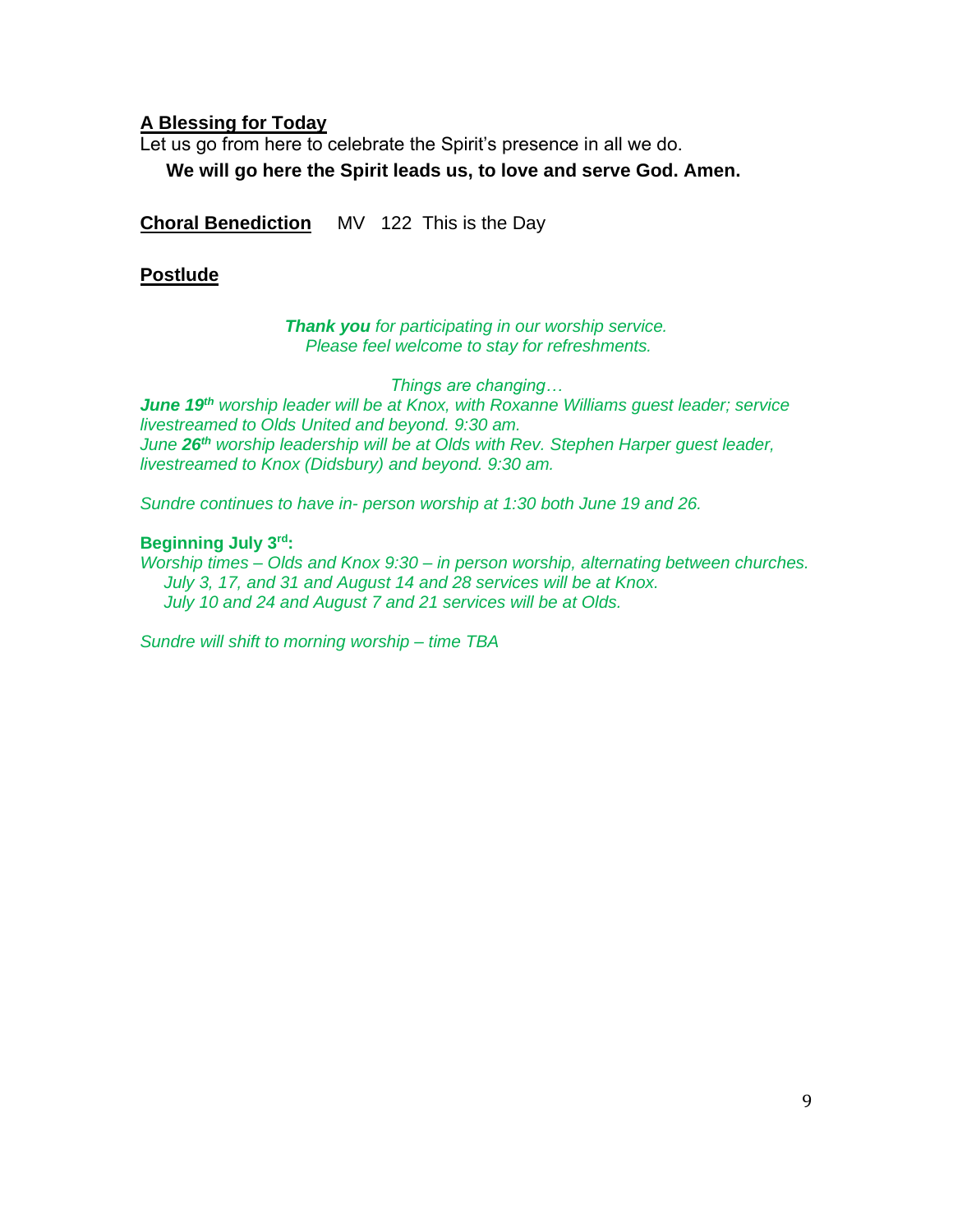**A Blessing for Today**

Let us go from here to celebrate the Spirit's presence in all we do.

**We will go here the Spirit leads us, to love and serve God. Amen.**

**Choral Benediction** MV 122 This is the Day

**Postlude**

***Thank you*** *for participating in our worship service.*
*Please feel welcome to stay for refreshments.*

*Things are changing…*

***June 19th*** *worship leader will be at Knox, with Roxanne Williams guest leader; service livestreamed to Olds United and beyond. 9:30 am.*
*June* ***26th*** *worship leadership will be at Olds with Rev. Stephen Harper guest leader, livestreamed to Knox (Didsbury) and beyond. 9:30 am.*

*Sundre continues to have in- person worship at 1:30 both June 19 and 26.*

**Beginning July 3rd:**

*Worship times – Olds and Knox 9:30 – in person worship, alternating between churches.*
*July 3, 17, and 31 and August 14 and 28 services will be at Knox.*
*July 10 and 24 and August 7 and 21 services will be at Olds.*

*Sundre will shift to morning worship – time TBA*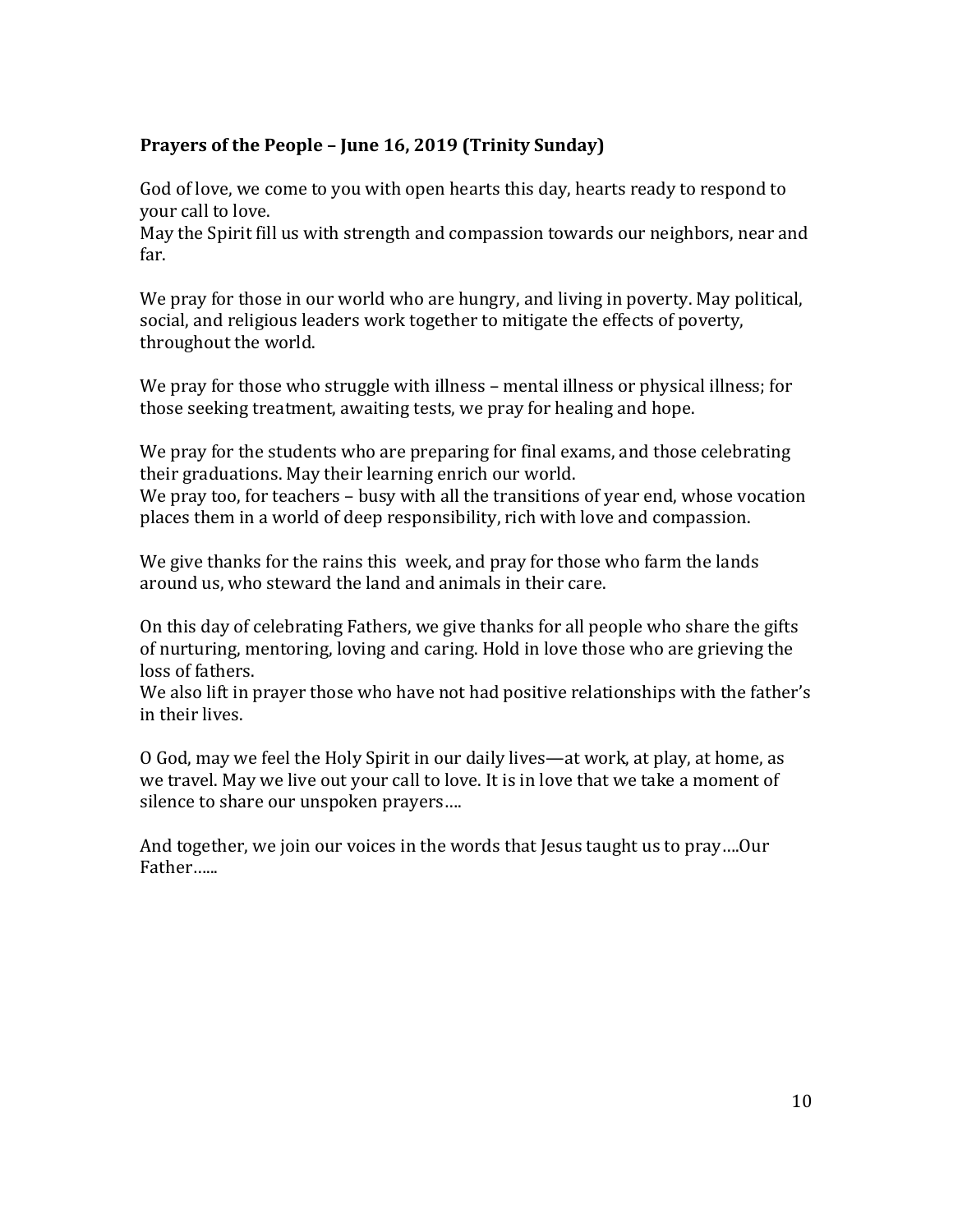**Prayers of the People – June 16, 2019 (Trinity Sunday)**

God of love, we come to you with open hearts this day, hearts ready to respond to your call to love.
May the Spirit fill us with strength and compassion towards our neighbors, near and far.

We pray for those in our world who are hungry, and living in poverty. May political, social, and religious leaders work together to mitigate the effects of poverty, throughout the world.

We pray for those who struggle with illness – mental illness or physical illness; for those seeking treatment, awaiting tests, we pray for healing and hope.

We pray for the students who are preparing for final exams, and those celebrating their graduations. May their learning enrich our world.
We pray too, for teachers – busy with all the transitions of year end, whose vocation places them in a world of deep responsibility, rich with love and compassion.

We give thanks for the rains this week, and pray for those who farm the lands around us, who steward the land and animals in their care.

On this day of celebrating Fathers, we give thanks for all people who share the gifts of nurturing, mentoring, loving and caring. Hold in love those who are grieving the loss of fathers.
We also lift in prayer those who have not had positive relationships with the father's in their lives.

O God, may we feel the Holy Spirit in our daily lives—at work, at play, at home, as we travel. May we live out your call to love. It is in love that we take a moment of silence to share our unspoken prayers….

And together, we join our voices in the words that Jesus taught us to pray….Our Father…...